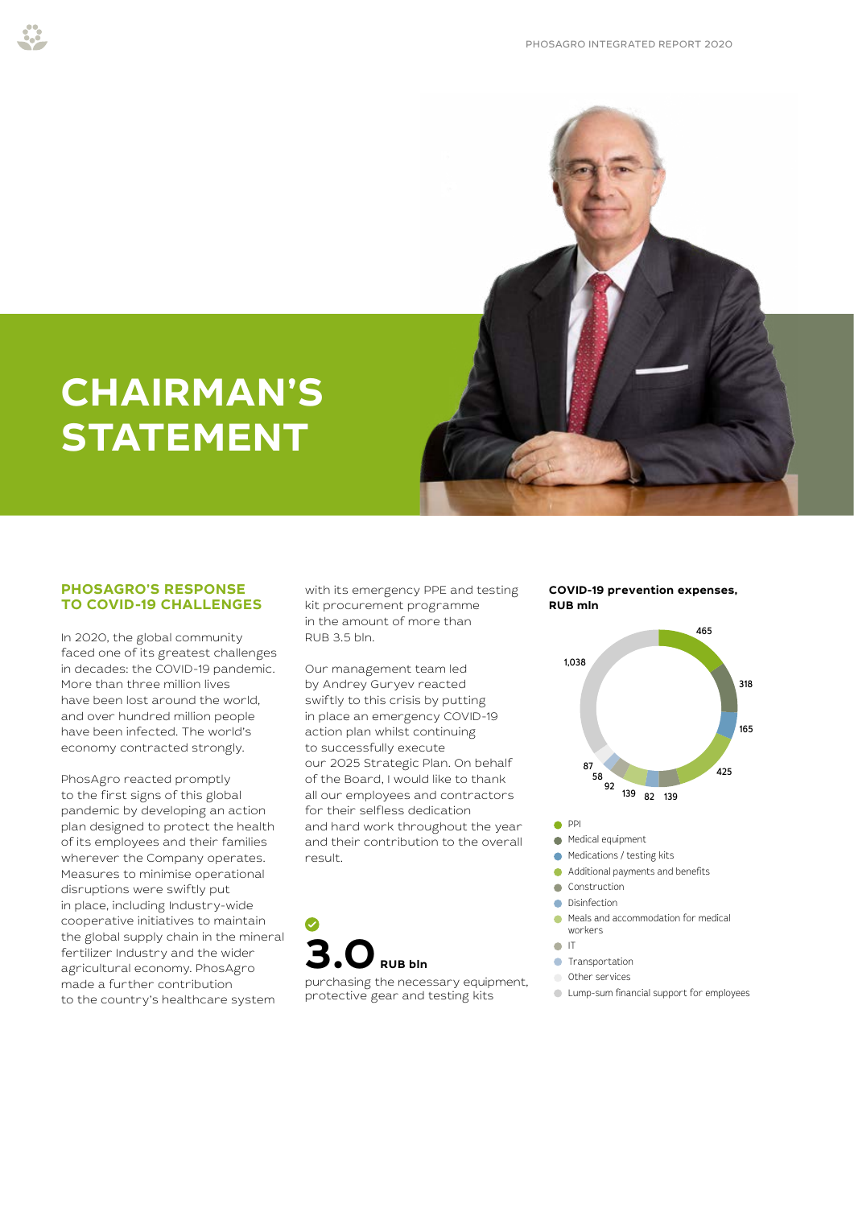# CHAIRMAN'S STATEMENT

## PHOSAGRO'S RESPONSE TO COVID-19 CHALLENGES

In 2020, the global community faced one of its greatest challenges in decades: the COVID-19 pandemic. More than three million lives have been lost around the world, and over hundred million people have been infected. The world's economy contracted strongly.

PhosAgro reacted promptly to the first signs of this global pandemic by developing an action plan designed to protect the health of its employees and their families wherever the Company operates. Measures to minimise operational disruptions were swiftly put in place, including Industry-wide cooperative initiatives to maintain the global supply chain in the mineral fertilizer Industry and the wider agricultural economy. PhosAgro made a further contribution to the country's healthcare system with its emergency PPE and testing kit procurement programme in the amount of more than RUB 3.5 bln.

Our management team led by Andrey Guryev reacted swiftly to this crisis by putting in place an emergency COVID-19 action plan whilst continuing to successfully execute our 2025 Strategic Plan. On behalf of the Board, I would like to thank all our employees and contractors for their selfless dedication and hard work throughout the year and their contribution to the overall result.

**3.0 RUB bln**

purchasing the necessary equipment, protective gear and testing kits

**COVID-19 prevention expenses, RUB mln**

| Category | RUB mln |
|---|---|
| PPI | 465 |
| Medical equipment | 318 |
| Medications / testing kits | 165 |
| Additional payments and benefits | 425 |
| Construction | 139 |
| Disinfection | 82 |
| Meals and accommodation for medical workers | 139 |
| IT | 92 |
| Transportation | 58 |
| Other services | 87 |
| Lump-sum financial support for employees | 1,038 |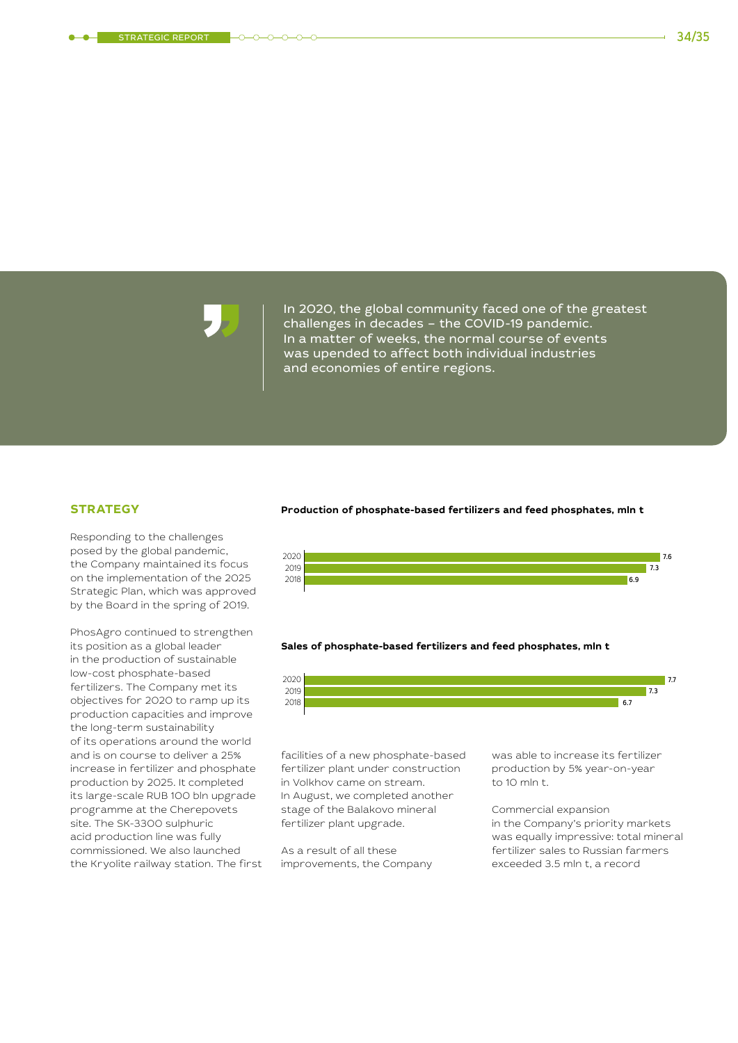> In 2020, the global community faced one of the greatest challenges in decades – the COVID-19 pandemic. In a matter of weeks, the normal course of events was upended to affect both individual industries and economies of entire regions.

## STRATEGY

Responding to the challenges posed by the global pandemic, the Company maintained its focus on the implementation of the 2025 Strategic Plan, which was approved by the Board in the spring of 2019.

PhosAgro continued to strengthen its position as a global leader in the production of sustainable low-cost phosphate-based fertilizers. The Company met its objectives for 2020 to ramp up its production capacities and improve the long-term sustainability of its operations around the world and is on course to deliver a 25% increase in fertilizer and phosphate production by 2025. It completed its large-scale RUB 100 bln upgrade programme at the Cherepovets site. The SK-3300 sulphuric acid production line was fully commissioned. We also launched the Kryolite railway station. The first facilities of a new phosphate-based fertilizer plant under construction in Volkhov came on stream. In August, we completed another stage of the Balakovo mineral fertilizer plant upgrade.

As a result of all these improvements, the Company was able to increase its fertilizer production by 5% year-on-year to 10 mln t.

Commercial expansion in the Company's priority markets was equally impressive: total mineral fertilizer sales to Russian farmers exceeded 3.5 mln t, a record

**Production of phosphate-based fertilizers and feed phosphates, mln t**

| Year | mln t |
|---|---|
| 2020 | 7.6 |
| 2019 | 7.3 |
| 2018 | 6.9 |

**Sales of phosphate-based fertilizers and feed phosphates, mln t**

| Year | mln t |
|---|---|
| 2020 | 7.7 |
| 2019 | 7.3 |
| 2018 | 6.7 |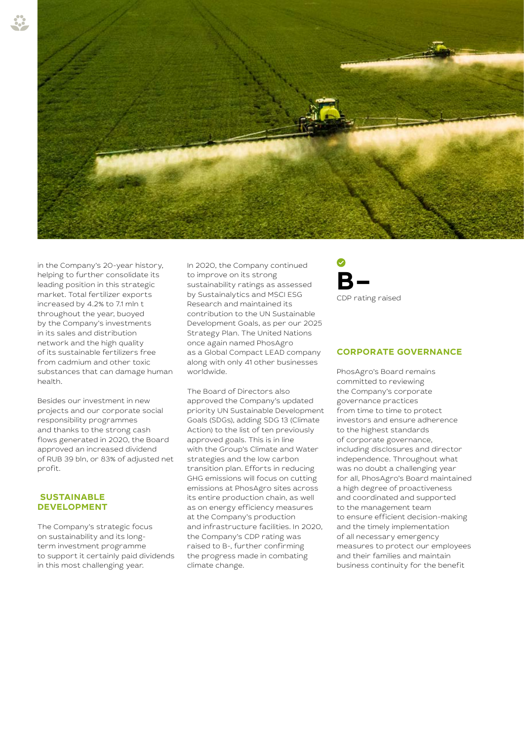in the Company's 20-year history, helping to further consolidate its leading position in this strategic market. Total fertilizer exports increased by 4.2% to 7.1 mln t throughout the year, buoyed by the Company's investments in its sales and distribution network and the high quality of its sustainable fertilizers free from cadmium and other toxic substances that can damage human health.

Besides our investment in new projects and our corporate social responsibility programmes and thanks to the strong cash flows generated in 2020, the Board approved an increased dividend of RUB 39 bln, or 83% of adjusted net profit.

## SUSTAINABLE DEVELOPMENT

The Company's strategic focus on sustainability and its long-term investment programme to support it certainly paid dividends in this most challenging year.

In 2020, the Company continued to improve on its strong sustainability ratings as assessed by Sustainalytics and MSCI ESG Research and maintained its contribution to the UN Sustainable Development Goals, as per our 2025 Strategy Plan. The United Nations once again named PhosAgro as a Global Compact LEAD company along with only 41 other businesses worldwide.

The Board of Directors also approved the Company's updated priority UN Sustainable Development Goals (SDGs), adding SDG 13 (Climate Action) to the list of ten previously approved goals. This is in line with the Group's Climate and Water strategies and the low carbon transition plan. Efforts in reducing GHG emissions will focus on cutting emissions at PhosAgro sites across its entire production chain, as well as on energy efficiency measures at the Company's production and infrastructure facilities. In 2020, the Company's CDP rating was raised to B-, further confirming the progress made in combating climate change.

**B–**

CDP rating raised

## CORPORATE GOVERNANCE

PhosAgro's Board remains committed to reviewing the Company's corporate governance practices from time to time to protect investors and ensure adherence to the highest standards of corporate governance, including disclosures and director independence. Throughout what was no doubt a challenging year for all, PhosAgro's Board maintained a high degree of proactiveness and coordinated and supported to the management team to ensure efficient decision-making and the timely implementation of all necessary emergency measures to protect our employees and their families and maintain business continuity for the benefit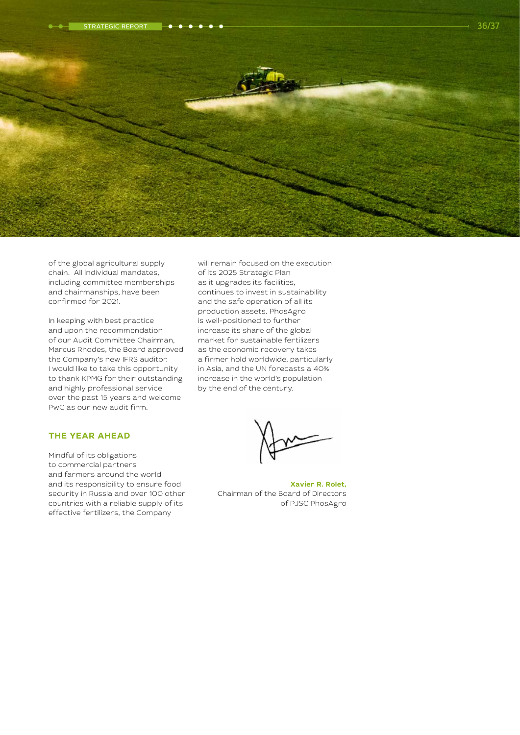of the global agricultural supply chain. All individual mandates, including committee memberships and chairmanships, have been confirmed for 2021.

In keeping with best practice and upon the recommendation of our Audit Committee Chairman, Marcus Rhodes, the Board approved the Company's new IFRS auditor. I would like to take this opportunity to thank KPMG for their outstanding and highly professional service over the past 15 years and welcome PwC as our new audit firm.

## THE YEAR AHEAD

Mindful of its obligations to commercial partners and farmers around the world and its responsibility to ensure food security in Russia and over 100 other countries with a reliable supply of its effective fertilizers, the Company will remain focused on the execution of its 2025 Strategic Plan as it upgrades its facilities, continues to invest in sustainability and the safe operation of all its production assets. PhosAgro is well-positioned to further increase its share of the global market for sustainable fertilizers as the economic recovery takes a firmer hold worldwide, particularly in Asia, and the UN forecasts a 40% increase in the world's population by the end of the century.

**Xavier R. Rolet,**
Chairman of the Board of Directors of PJSC PhosAgro